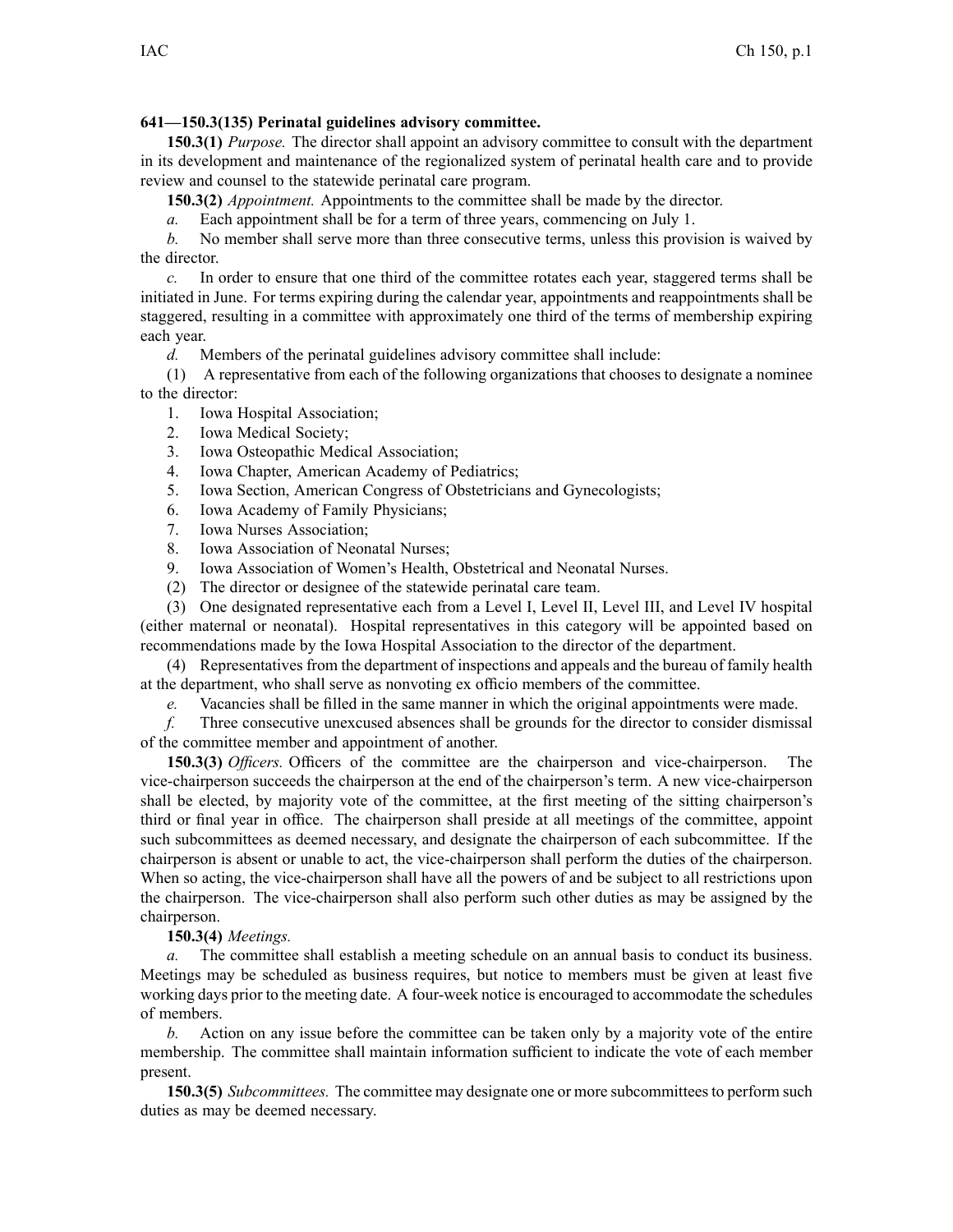**641—150.3(135) Perinatal guidelines advisory committee.**

**150.3(1)** *Purpose.* The director shall appoint an advisory committee to consult with the department in its development and maintenance of the regionalized system of perinatal health care and to provide review and counsel to the statewide perinatal care program.

**150.3(2)** *Appointment.* Appointments to the committee shall be made by the director.

*a.* Each appointment shall be for a term of three years, commencing on July 1.

*b.* No member shall serve more than three consecutive terms, unless this provision is waived by the director.

*c.* In order to ensure that one third of the committee rotates each year, staggered terms shall be initiated in June. For terms expiring during the calendar year, appointments and reappointments shall be staggered, resulting in a committee with approximately one third of the terms of membership expiring each year.

*d.* Members of the perinatal guidelines advisory committee shall include:

(1) A representative from each of the following organizations that chooses to designate a nominee to the director:

1. Iowa Hospital Association;
2. Iowa Medical Society;
3. Iowa Osteopathic Medical Association;
4. Iowa Chapter, American Academy of Pediatrics;
5. Iowa Section, American Congress of Obstetricians and Gynecologists;
6. Iowa Academy of Family Physicians;
7. Iowa Nurses Association;
8. Iowa Association of Neonatal Nurses;
9. Iowa Association of Women's Health, Obstetrical and Neonatal Nurses.

(2) The director or designee of the statewide perinatal care team.

(3) One designated representative each from a Level I, Level II, Level III, and Level IV hospital (either maternal or neonatal). Hospital representatives in this category will be appointed based on recommendations made by the Iowa Hospital Association to the director of the department.

(4) Representatives from the department of inspections and appeals and the bureau of family health at the department, who shall serve as nonvoting ex officio members of the committee.

*e.* Vacancies shall be filled in the same manner in which the original appointments were made.

*f.* Three consecutive unexcused absences shall be grounds for the director to consider dismissal of the committee member and appointment of another.

**150.3(3)** *Officers.* Officers of the committee are the chairperson and vice-chairperson. The vice-chairperson succeeds the chairperson at the end of the chairperson's term. A new vice-chairperson shall be elected, by majority vote of the committee, at the first meeting of the sitting chairperson's third or final year in office. The chairperson shall preside at all meetings of the committee, appoint such subcommittees as deemed necessary, and designate the chairperson of each subcommittee. If the chairperson is absent or unable to act, the vice-chairperson shall perform the duties of the chairperson. When so acting, the vice-chairperson shall have all the powers of and be subject to all restrictions upon the chairperson. The vice-chairperson shall also perform such other duties as may be assigned by the chairperson.

**150.3(4)** *Meetings.*

*a.* The committee shall establish a meeting schedule on an annual basis to conduct its business. Meetings may be scheduled as business requires, but notice to members must be given at least five working days prior to the meeting date. A four-week notice is encouraged to accommodate the schedules of members.

*b.* Action on any issue before the committee can be taken only by a majority vote of the entire membership. The committee shall maintain information sufficient to indicate the vote of each member present.

**150.3(5)** *Subcommittees.* The committee may designate one or more subcommittees to perform such duties as may be deemed necessary.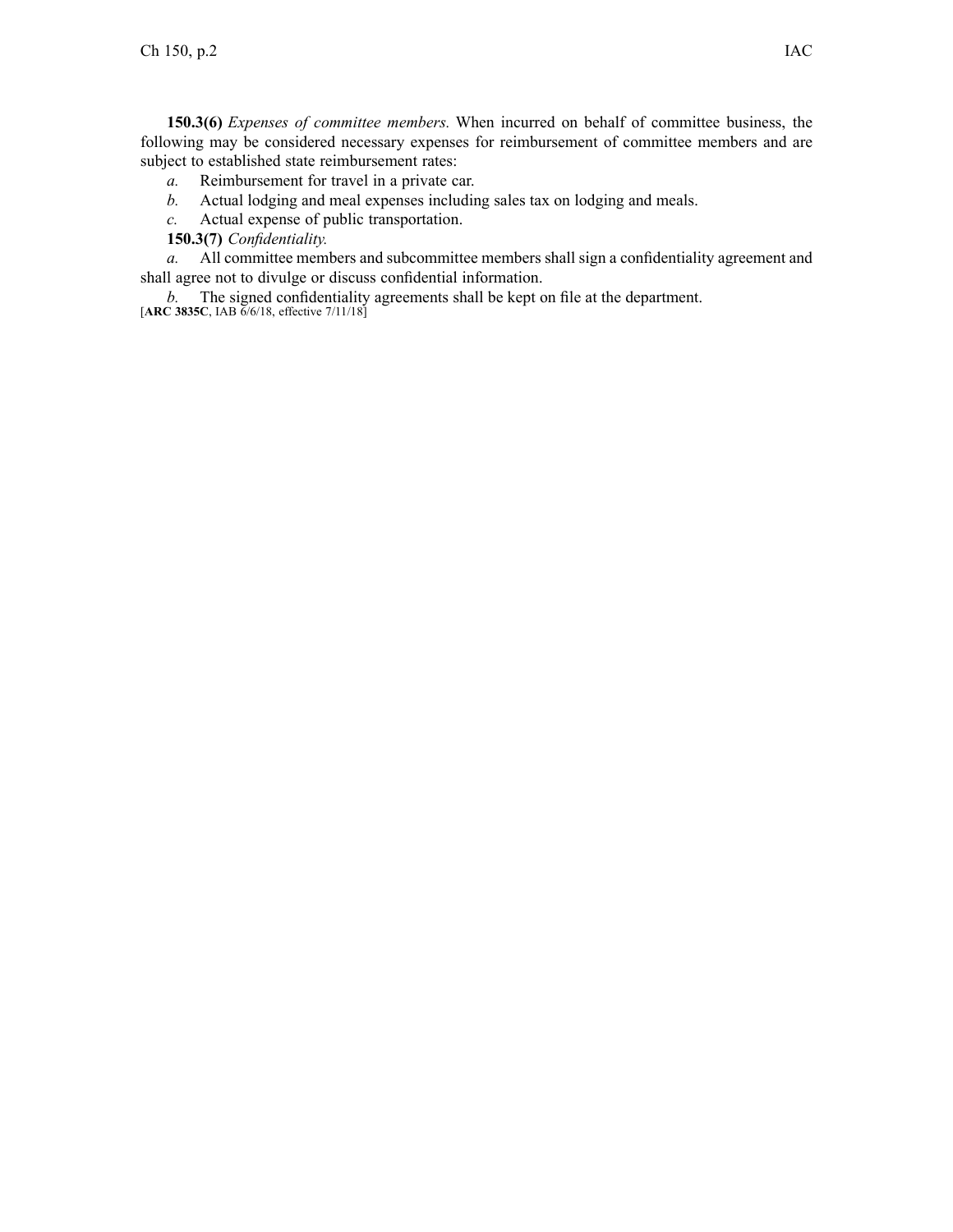**150.3(6)** *Expenses of committee members.* When incurred on behalf of committee business, the following may be considered necessary expenses for reimbursement of committee members and are subject to established state reimbursement rates:

*a.* Reimbursement for travel in a private car.

*b.* Actual lodging and meal expenses including sales tax on lodging and meals.

*c.* Actual expense of public transportation.

**150.3(7)** *Confidentiality.*

*a.* All committee members and subcommittee members shall sign a confidentiality agreement and shall agree not to divulge or discuss confidential information.

*b.* The signed confidentiality agreements shall be kept on file at the department.

[**ARC 3835C**, IAB 6/6/18, effective 7/11/18]